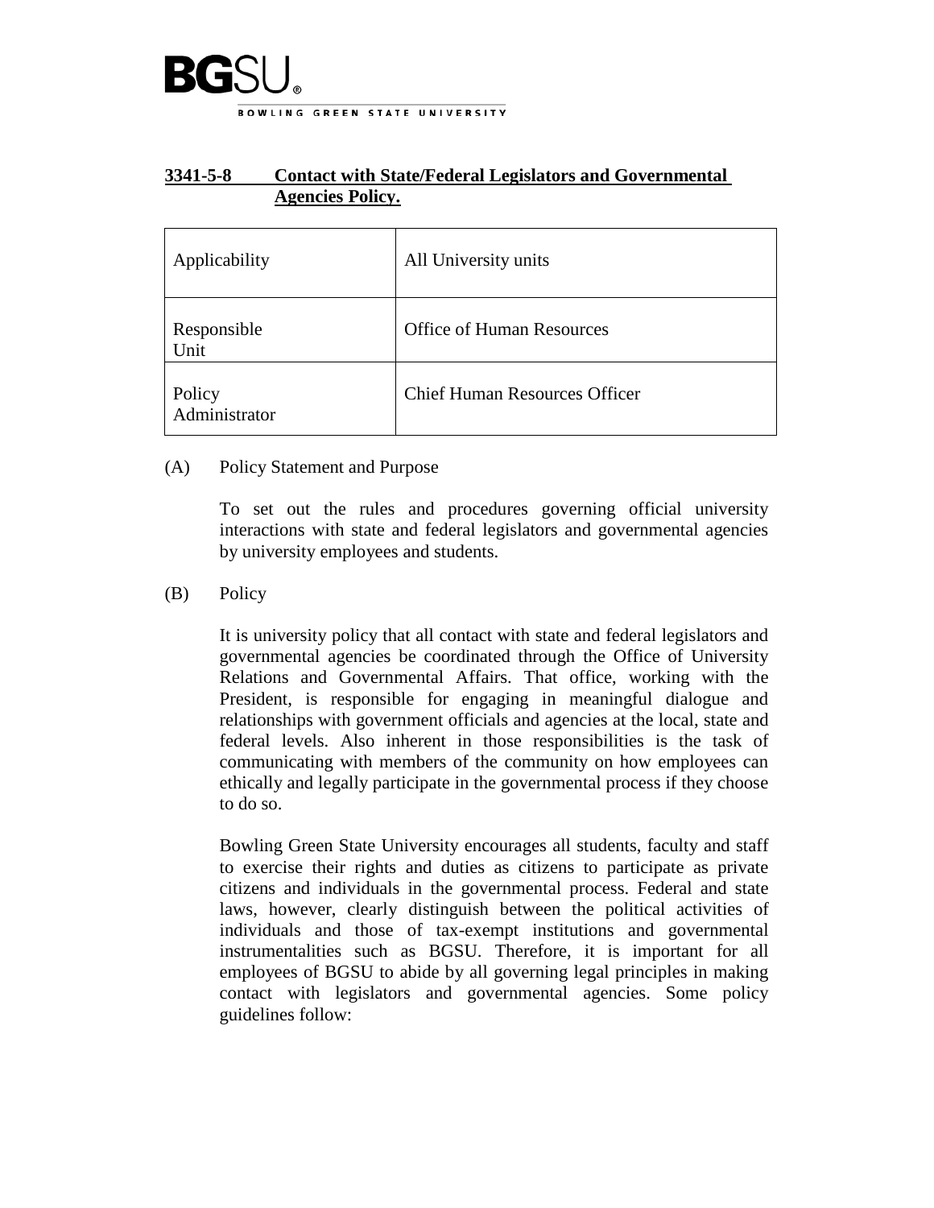# 3341-5-8 Contact with State/Federal Legislators and Governmental Agencies Policy.

| Applicability | All University units |
|---|---|
| Responsible Unit | Office of Human Resources |
| Policy Administrator | Chief Human Resources Officer |

(A) Policy Statement and Purpose

To set out the rules and procedures governing official university interactions with state and federal legislators and governmental agencies by university employees and students.

(B) Policy

It is university policy that all contact with state and federal legislators and governmental agencies be coordinated through the Office of University Relations and Governmental Affairs. That office, working with the President, is responsible for engaging in meaningful dialogue and relationships with government officials and agencies at the local, state and federal levels. Also inherent in those responsibilities is the task of communicating with members of the community on how employees can ethically and legally participate in the governmental process if they choose to do so.

Bowling Green State University encourages all students, faculty and staff to exercise their rights and duties as citizens to participate as private citizens and individuals in the governmental process. Federal and state laws, however, clearly distinguish between the political activities of individuals and those of tax-exempt institutions and governmental instrumentalities such as BGSU. Therefore, it is important for all employees of BGSU to abide by all governing legal principles in making contact with legislators and governmental agencies. Some policy guidelines follow: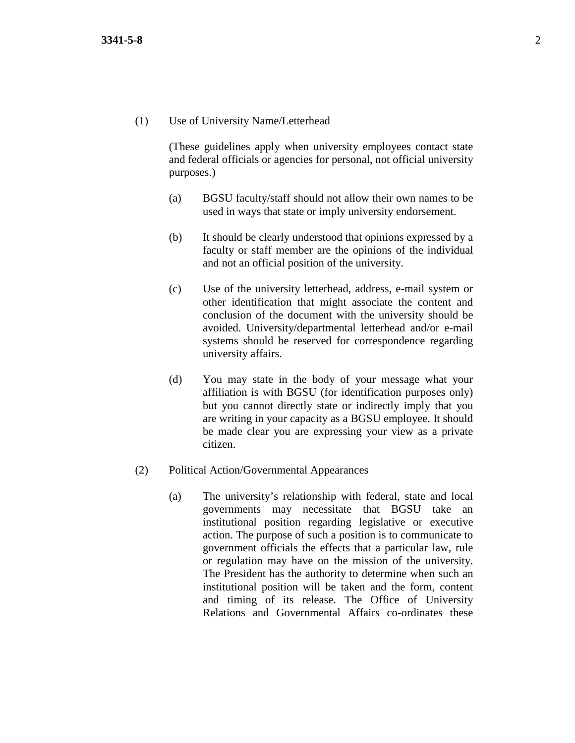(1) Use of University Name/Letterhead

(These guidelines apply when university employees contact state and federal officials or agencies for personal, not official university purposes.)

(a) BGSU faculty/staff should not allow their own names to be used in ways that state or imply university endorsement.

(b) It should be clearly understood that opinions expressed by a faculty or staff member are the opinions of the individual and not an official position of the university.

(c) Use of the university letterhead, address, e-mail system or other identification that might associate the content and conclusion of the document with the university should be avoided. University/departmental letterhead and/or e-mail systems should be reserved for correspondence regarding university affairs.

(d) You may state in the body of your message what your affiliation is with BGSU (for identification purposes only) but you cannot directly state or indirectly imply that you are writing in your capacity as a BGSU employee. It should be made clear you are expressing your view as a private citizen.

(2) Political Action/Governmental Appearances

(a) The university's relationship with federal, state and local governments may necessitate that BGSU take an institutional position regarding legislative or executive action. The purpose of such a position is to communicate to government officials the effects that a particular law, rule or regulation may have on the mission of the university. The President has the authority to determine when such an institutional position will be taken and the form, content and timing of its release. The Office of University Relations and Governmental Affairs co-ordinates these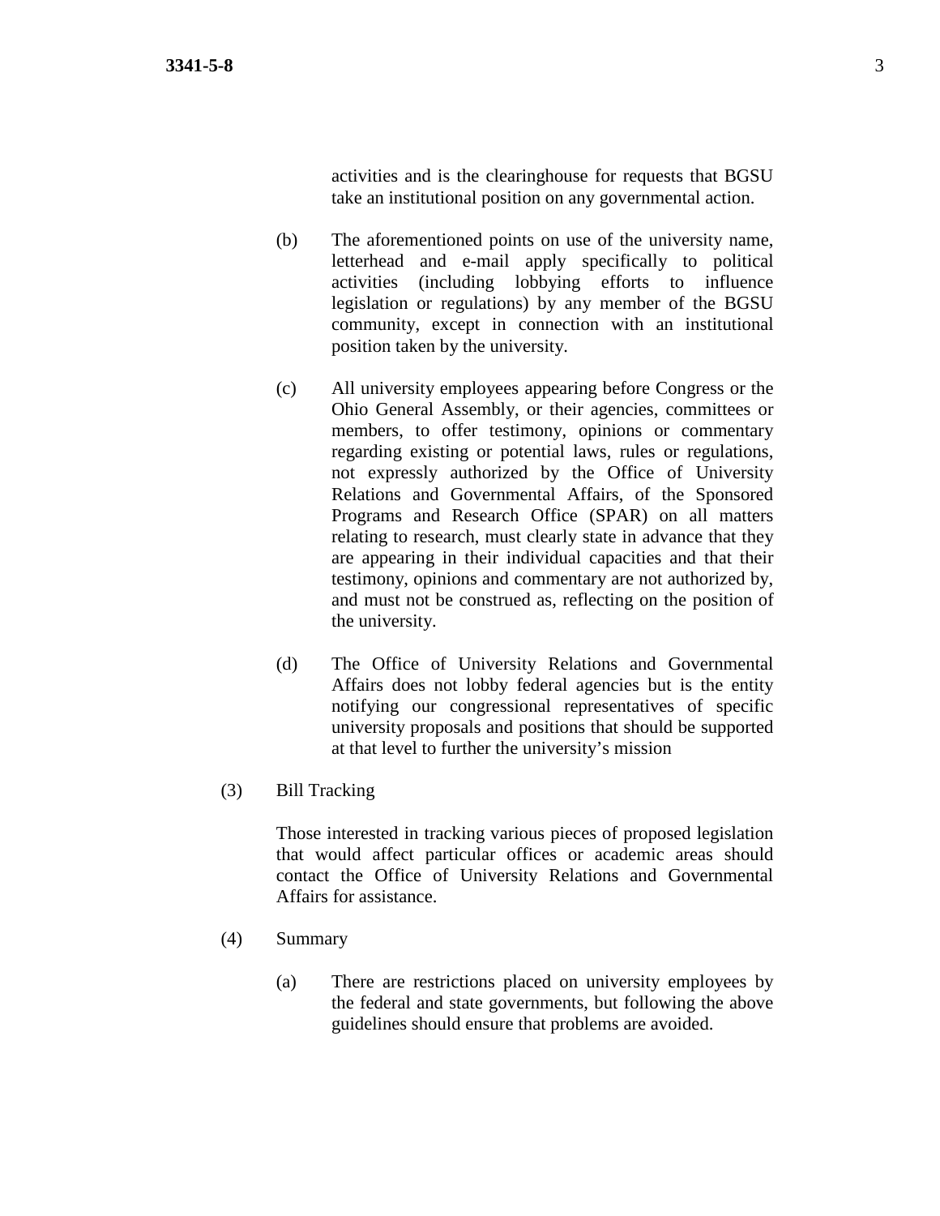activities and is the clearinghouse for requests that BGSU take an institutional position on any governmental action.

(b) The aforementioned points on use of the university name, letterhead and e-mail apply specifically to political activities (including lobbying efforts to influence legislation or regulations) by any member of the BGSU community, except in connection with an institutional position taken by the university.

(c) All university employees appearing before Congress or the Ohio General Assembly, or their agencies, committees or members, to offer testimony, opinions or commentary regarding existing or potential laws, rules or regulations, not expressly authorized by the Office of University Relations and Governmental Affairs, of the Sponsored Programs and Research Office (SPAR) on all matters relating to research, must clearly state in advance that they are appearing in their individual capacities and that their testimony, opinions and commentary are not authorized by, and must not be construed as, reflecting on the position of the university.

(d) The Office of University Relations and Governmental Affairs does not lobby federal agencies but is the entity notifying our congressional representatives of specific university proposals and positions that should be supported at that level to further the university's mission

(3) Bill Tracking

Those interested in tracking various pieces of proposed legislation that would affect particular offices or academic areas should contact the Office of University Relations and Governmental Affairs for assistance.

(4) Summary

(a) There are restrictions placed on university employees by the federal and state governments, but following the above guidelines should ensure that problems are avoided.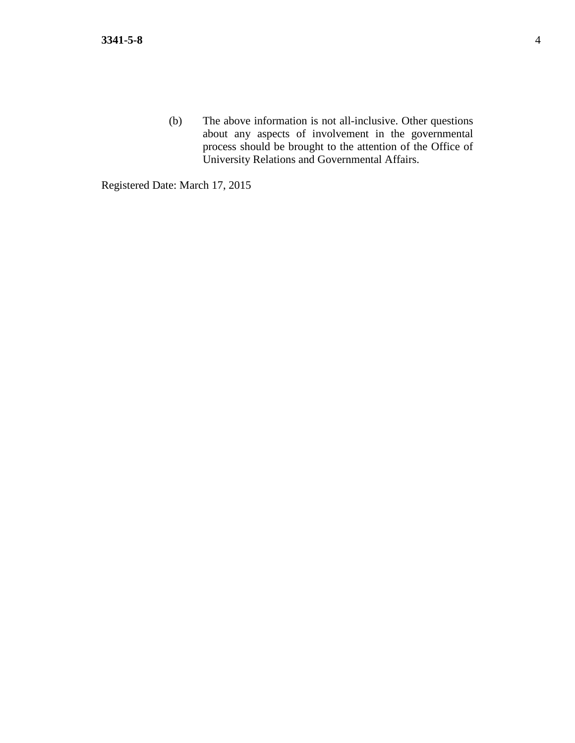(b) The above information is not all-inclusive. Other questions about any aspects of involvement in the governmental process should be brought to the attention of the Office of University Relations and Governmental Affairs.

Registered Date: March 17, 2015